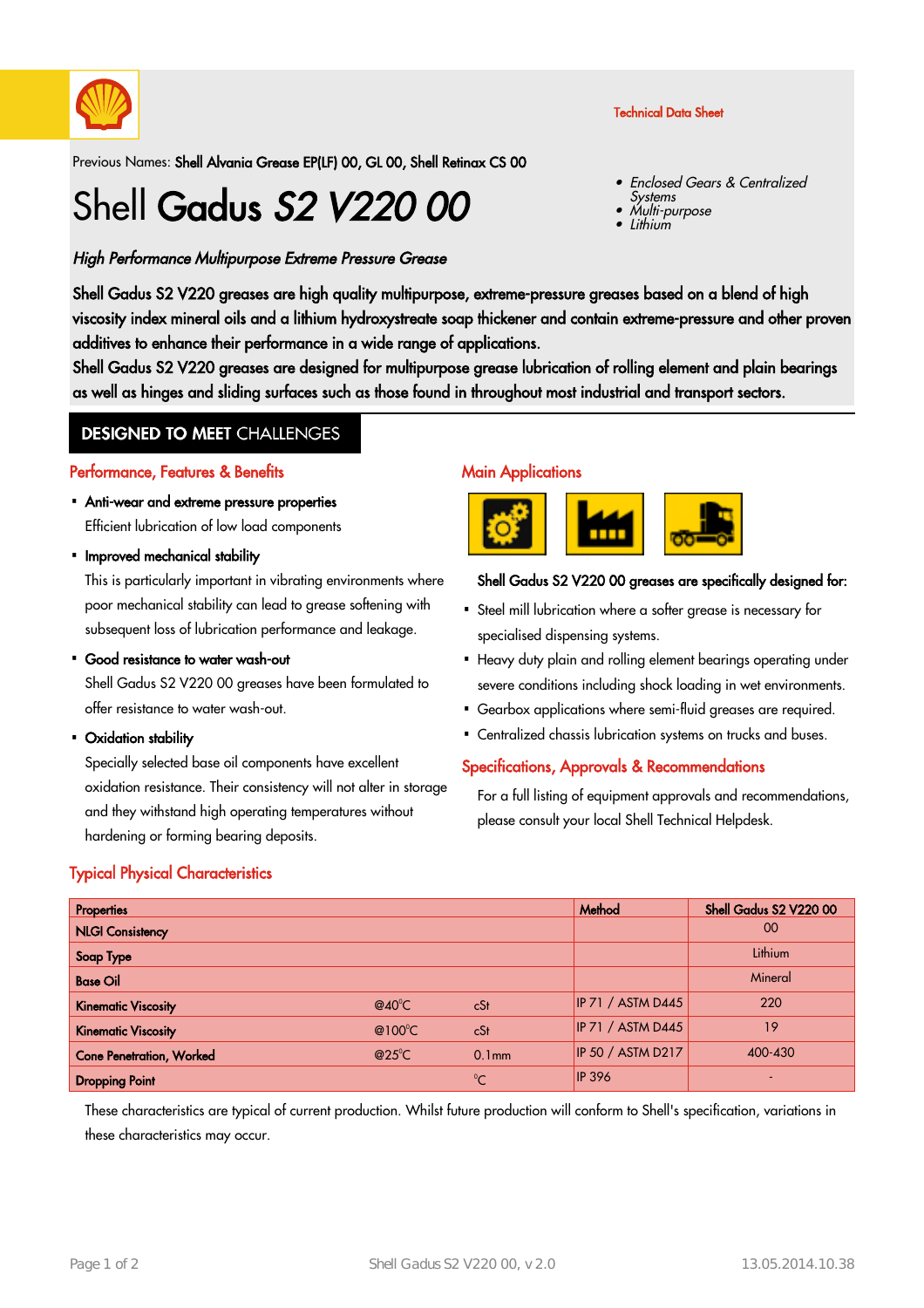Technical Data Sheet

Previous Names: **Shell Alvania Grease EP(LF) 00, GL 00, Shell Retinax CS 00**

# Shell **Gadus *S2 V220 00***

- *Enclosed Gears & Centralized Systems*
- *Multi-purpose*
- *Lithium*

*High Performance Multipurpose Extreme Pressure Grease*

**Shell Gadus S2 V220 greases are high quality multipurpose, extreme-pressure greases based on a blend of high viscosity index mineral oils and a lithium hydroxystreate soap thickener and contain extreme-pressure and other proven additives to enhance their performance in a wide range of applications.**
**Shell Gadus S2 V220 greases are designed for multipurpose grease lubrication of rolling element and plain bearings as well as hinges and sliding surfaces such as those found in throughout most industrial and transport sectors.**

## DESIGNED TO MEET CHALLENGES

### Performance, Features & Benefits

- **Anti-wear and extreme pressure properties**
  Efficient lubrication of low load components
- **Improved mechanical stability**
  This is particularly important in vibrating environments where poor mechanical stability can lead to grease softening with subsequent loss of lubrication performance and leakage.
- **Good resistance to water wash-out**
  Shell Gadus S2 V220 00 greases have been formulated to offer resistance to water wash-out.
- **Oxidation stability**
  Specially selected base oil components have excellent oxidation resistance. Their consistency will not alter in storage and they withstand high operating temperatures without hardening or forming bearing deposits.

### Main Applications

**Shell Gadus S2 V220 00 greases are specifically designed for:**

- Steel mill lubrication where a softer grease is necessary for specialised dispensing systems.
- Heavy duty plain and rolling element bearings operating under severe conditions including shock loading in wet environments.
- Gearbox applications where semi-fluid greases are required.
- Centralized chassis lubrication systems on trucks and buses.

### Specifications, Approvals & Recommendations

For a full listing of equipment approvals and recommendations, please consult your local Shell Technical Helpdesk.

### Typical Physical Characteristics

| Properties | | | Method | Shell Gadus S2 V220 00 |
|---|---|---|---|---|
| NLGI Consistency | | | | 00 |
| Soap Type | | | | Lithium |
| Base Oil | | | | Mineral |
| Kinematic Viscosity | @40°C | cSt | IP 71 / ASTM D445 | 220 |
| Kinematic Viscosity | @100°C | cSt | IP 71 / ASTM D445 | 19 |
| Cone Penetration, Worked | @25°C | 0.1mm | IP 50 / ASTM D217 | 400-430 |
| Dropping Point | | °C | IP 396 | - |

These characteristics are typical of current production. Whilst future production will conform to Shell's specification, variations in these characteristics may occur.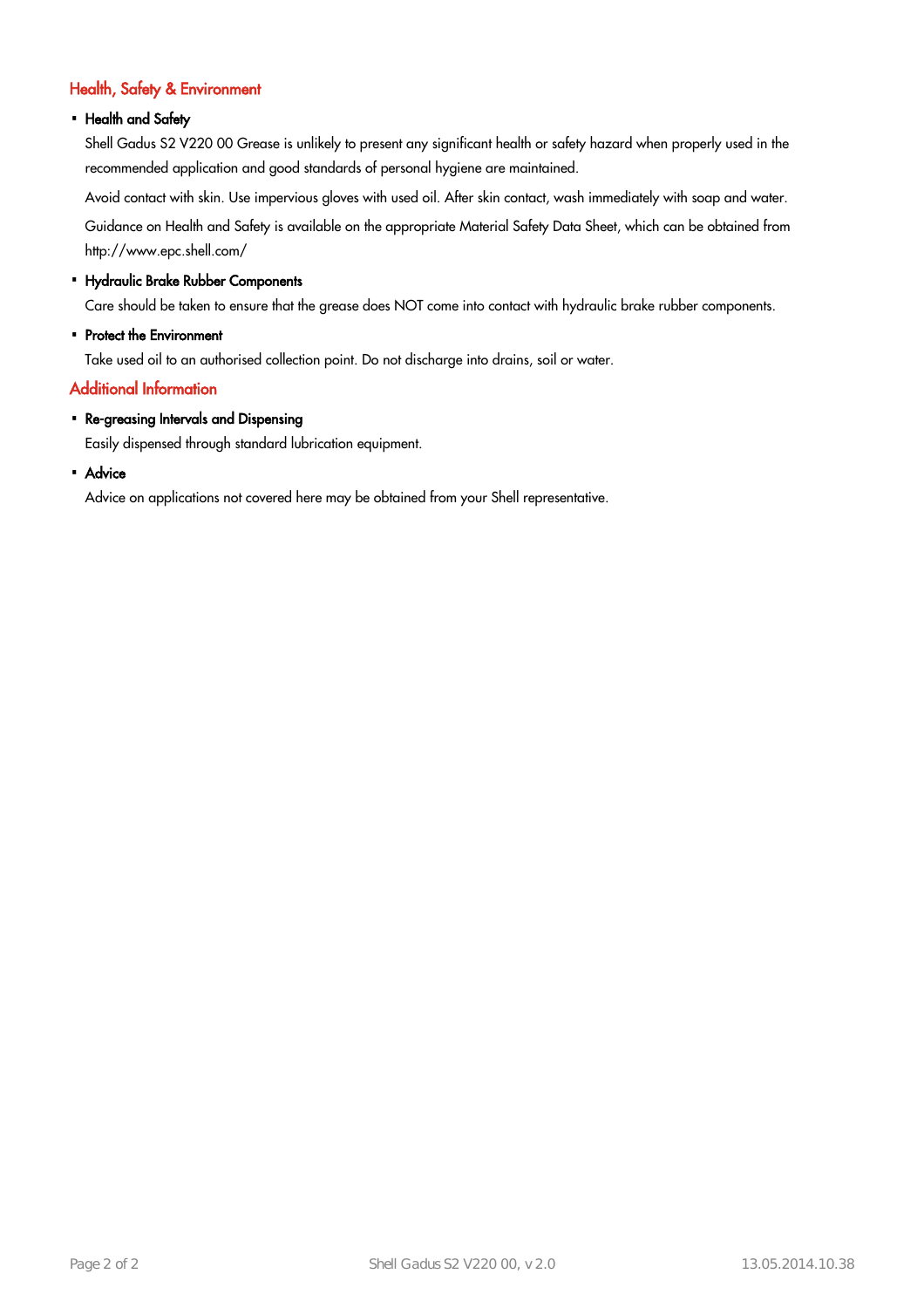## Health, Safety & Environment

- **Health and Safety**

  Shell Gadus S2 V220 00 Grease is unlikely to present any significant health or safety hazard when properly used in the recommended application and good standards of personal hygiene are maintained.

  Avoid contact with skin. Use impervious gloves with used oil. After skin contact, wash immediately with soap and water.

  Guidance on Health and Safety is available on the appropriate Material Safety Data Sheet, which can be obtained from http://www.epc.shell.com/

- **Hydraulic Brake Rubber Components**

  Care should be taken to ensure that the grease does NOT come into contact with hydraulic brake rubber components.

- **Protect the Environment**

  Take used oil to an authorised collection point. Do not discharge into drains, soil or water.

## Additional Information

- **Re-greasing Intervals and Dispensing**

  Easily dispensed through standard lubrication equipment.

- **Advice**

  Advice on applications not covered here may be obtained from your Shell representative.